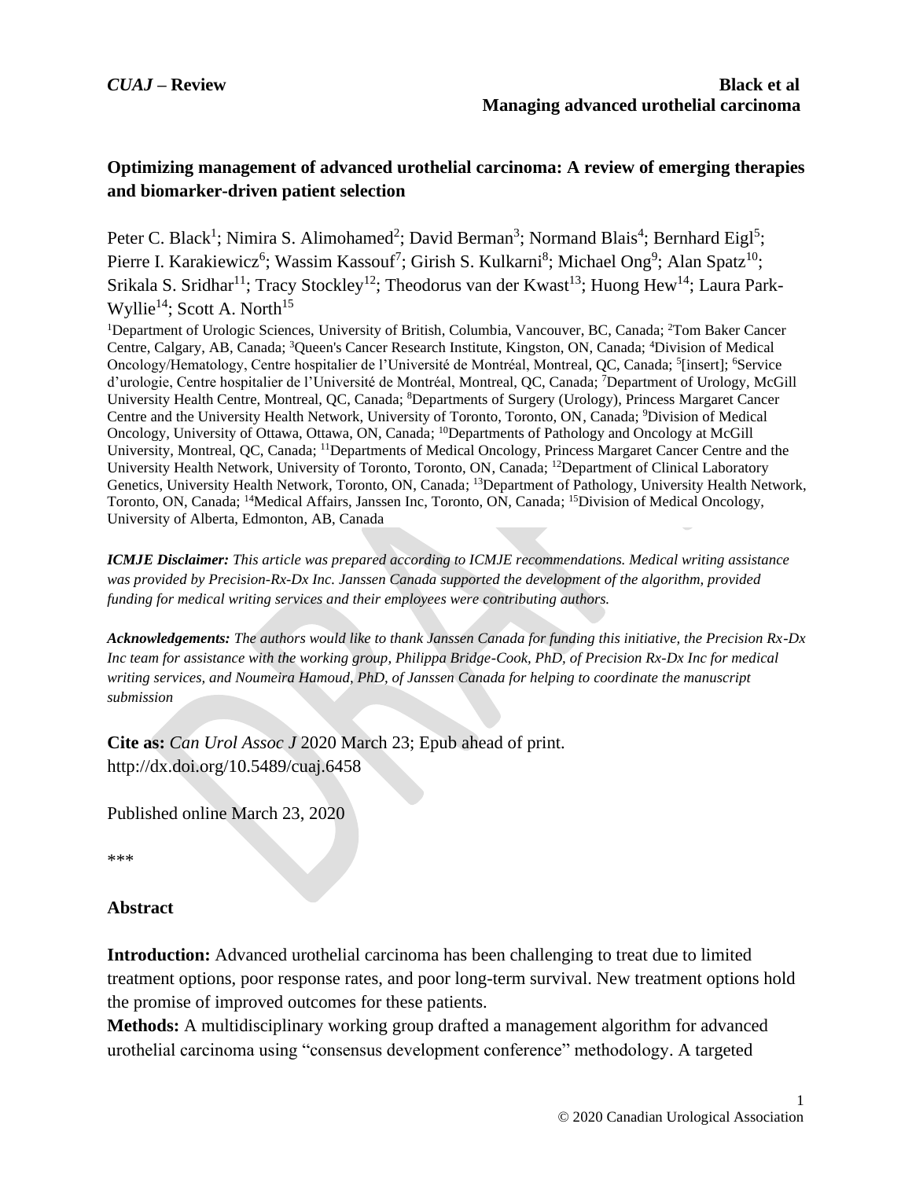# Optimizing management of advanced urothelial carcinoma: A review of emerging therapies and biomarker-driven patient selection

Peter C. Black[1]; Nimira S. Alimohamed[2]; David Berman[3]; Normand Blais[4]; Bernhard Eigl[5]; Pierre I. Karakiewicz[6]; Wassim Kassouf[7]; Girish S. Kulkarni[8]; Michael Ong[9]; Alan Spatz[10]; Srikala S. Sridhar[11]; Tracy Stockley[12]; Theodorus van der Kwast[13]; Huong Hew[14]; Laura Park-Wyllie[14]; Scott A. North[15]

[1]Department of Urologic Sciences, University of British, Columbia, Vancouver, BC, Canada; [2]Tom Baker Cancer Centre, Calgary, AB, Canada; [3]Queen's Cancer Research Institute, Kingston, ON, Canada; [4]Division of Medical Oncology/Hematology, Centre hospitalier de l'Université de Montréal, Montreal, QC, Canada; [5][insert]; [6]Service d'urologie, Centre hospitalier de l'Université de Montréal, Montreal, QC, Canada; [7]Department of Urology, McGill University Health Centre, Montreal, QC, Canada; [8]Departments of Surgery (Urology), Princess Margaret Cancer Centre and the University Health Network, University of Toronto, Toronto, ON, Canada; [9]Division of Medical Oncology, University of Ottawa, Ottawa, ON, Canada; [10]Departments of Pathology and Oncology at McGill University, Montreal, QC, Canada; [11]Departments of Medical Oncology, Princess Margaret Cancer Centre and the University Health Network, University of Toronto, Toronto, ON, Canada; [12]Department of Clinical Laboratory Genetics, University Health Network, Toronto, ON, Canada; [13]Department of Pathology, University Health Network, Toronto, ON, Canada; [14]Medical Affairs, Janssen Inc, Toronto, ON, Canada; [15]Division of Medical Oncology, University of Alberta, Edmonton, AB, Canada

***ICMJE Disclaimer:*** *This article was prepared according to ICMJE recommendations. Medical writing assistance was provided by Precision-Rx-Dx Inc. Janssen Canada supported the development of the algorithm, provided funding for medical writing services and their employees were contributing authors.*

***Acknowledgements:*** *The authors would like to thank Janssen Canada for funding this initiative, the Precision Rx-Dx Inc team for assistance with the working group, Philippa Bridge-Cook, PhD, of Precision Rx-Dx Inc for medical writing services, and Noumeira Hamoud, PhD, of Janssen Canada for helping to coordinate the manuscript submission*

**Cite as:** *Can Urol Assoc J* 2020 March 23; Epub ahead of print. http://dx.doi.org/10.5489/cuaj.6458

Published online March 23, 2020

***

## Abstract

**Introduction:** Advanced urothelial carcinoma has been challenging to treat due to limited treatment options, poor response rates, and poor long-term survival. New treatment options hold the promise of improved outcomes for these patients.

**Methods:** A multidisciplinary working group drafted a management algorithm for advanced urothelial carcinoma using "consensus development conference" methodology. A targeted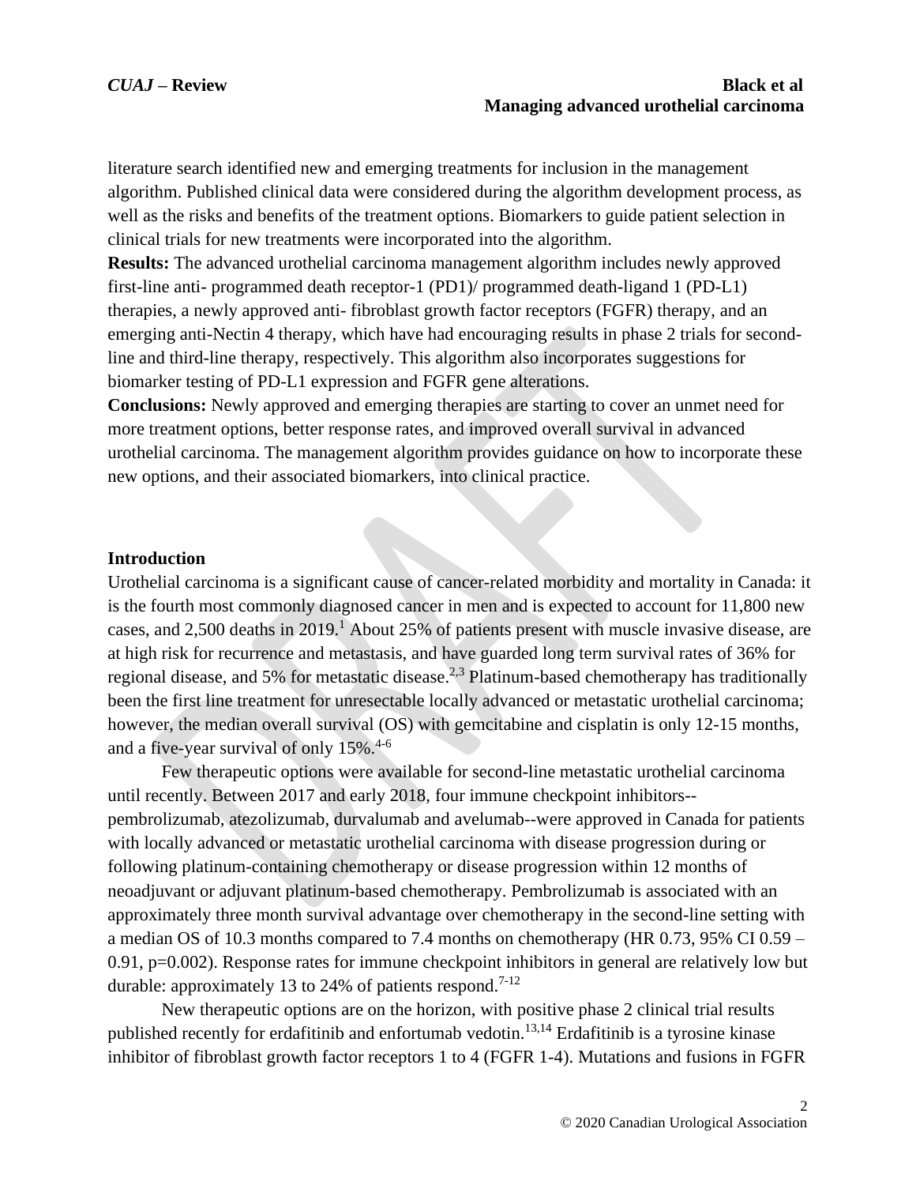literature search identified new and emerging treatments for inclusion in the management algorithm. Published clinical data were considered during the algorithm development process, as well as the risks and benefits of the treatment options. Biomarkers to guide patient selection in clinical trials for new treatments were incorporated into the algorithm.

**Results:** The advanced urothelial carcinoma management algorithm includes newly approved first-line anti- programmed death receptor-1 (PD1)/ programmed death-ligand 1 (PD-L1) therapies, a newly approved anti- fibroblast growth factor receptors (FGFR) therapy, and an emerging anti-Nectin 4 therapy, which have had encouraging results in phase 2 trials for second-line and third-line therapy, respectively. This algorithm also incorporates suggestions for biomarker testing of PD-L1 expression and FGFR gene alterations.

**Conclusions:** Newly approved and emerging therapies are starting to cover an unmet need for more treatment options, better response rates, and improved overall survival in advanced urothelial carcinoma. The management algorithm provides guidance on how to incorporate these new options, and their associated biomarkers, into clinical practice.

## Introduction

Urothelial carcinoma is a significant cause of cancer-related morbidity and mortality in Canada: it is the fourth most commonly diagnosed cancer in men and is expected to account for 11,800 new cases, and 2,500 deaths in 2019.[1] About 25% of patients present with muscle invasive disease, are at high risk for recurrence and metastasis, and have guarded long term survival rates of 36% for regional disease, and 5% for metastatic disease.[2,3] Platinum-based chemotherapy has traditionally been the first line treatment for unresectable locally advanced or metastatic urothelial carcinoma; however, the median overall survival (OS) with gemcitabine and cisplatin is only 12-15 months, and a five-year survival of only 15%.[4-6]

Few therapeutic options were available for second-line metastatic urothelial carcinoma until recently. Between 2017 and early 2018, four immune checkpoint inhibitors--pembrolizumab, atezolizumab, durvalumab and avelumab--were approved in Canada for patients with locally advanced or metastatic urothelial carcinoma with disease progression during or following platinum-containing chemotherapy or disease progression within 12 months of neoadjuvant or adjuvant platinum-based chemotherapy. Pembrolizumab is associated with an approximately three month survival advantage over chemotherapy in the second-line setting with a median OS of 10.3 months compared to 7.4 months on chemotherapy (HR 0.73, 95% CI 0.59 – 0.91, p=0.002). Response rates for immune checkpoint inhibitors in general are relatively low but durable: approximately 13 to 24% of patients respond.[7-12]

New therapeutic options are on the horizon, with positive phase 2 clinical trial results published recently for erdafitinib and enfortumab vedotin.[13,14] Erdafitinib is a tyrosine kinase inhibitor of fibroblast growth factor receptors 1 to 4 (FGFR 1-4). Mutations and fusions in FGFR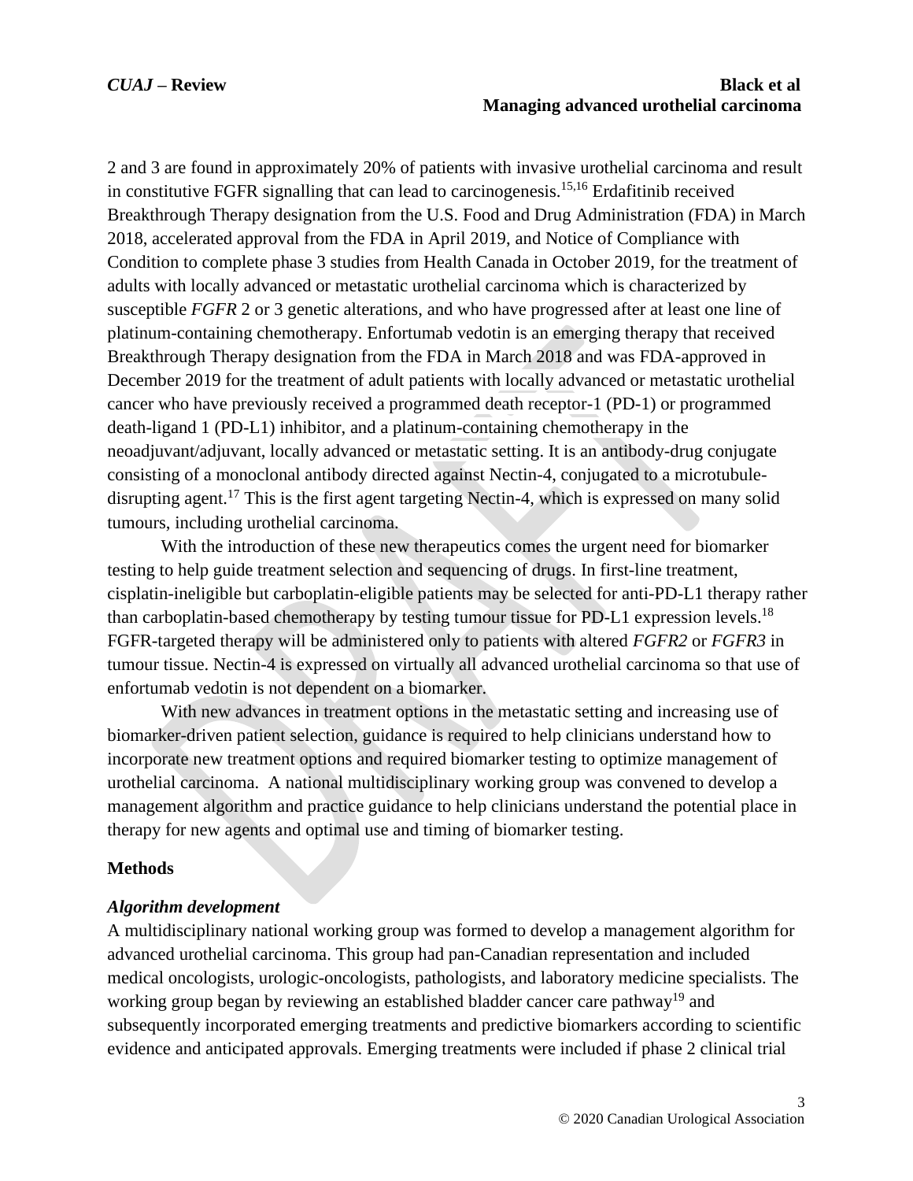2 and 3 are found in approximately 20% of patients with invasive urothelial carcinoma and result in constitutive FGFR signalling that can lead to carcinogenesis.[15,16] Erdafitinib received Breakthrough Therapy designation from the U.S. Food and Drug Administration (FDA) in March 2018, accelerated approval from the FDA in April 2019, and Notice of Compliance with Condition to complete phase 3 studies from Health Canada in October 2019, for the treatment of adults with locally advanced or metastatic urothelial carcinoma which is characterized by susceptible *FGFR* 2 or 3 genetic alterations, and who have progressed after at least one line of platinum-containing chemotherapy. Enfortumab vedotin is an emerging therapy that received Breakthrough Therapy designation from the FDA in March 2018 and was FDA-approved in December 2019 for the treatment of adult patients with locally advanced or metastatic urothelial cancer who have previously received a programmed death receptor-1 (PD-1) or programmed death-ligand 1 (PD-L1) inhibitor, and a platinum-containing chemotherapy in the neoadjuvant/adjuvant, locally advanced or metastatic setting. It is an antibody-drug conjugate consisting of a monoclonal antibody directed against Nectin-4, conjugated to a microtubule-disrupting agent.[17] This is the first agent targeting Nectin-4, which is expressed on many solid tumours, including urothelial carcinoma.

With the introduction of these new therapeutics comes the urgent need for biomarker testing to help guide treatment selection and sequencing of drugs. In first-line treatment, cisplatin-ineligible but carboplatin-eligible patients may be selected for anti-PD-L1 therapy rather than carboplatin-based chemotherapy by testing tumour tissue for PD-L1 expression levels.[18] FGFR-targeted therapy will be administered only to patients with altered *FGFR2* or *FGFR3* in tumour tissue. Nectin-4 is expressed on virtually all advanced urothelial carcinoma so that use of enfortumab vedotin is not dependent on a biomarker.

With new advances in treatment options in the metastatic setting and increasing use of biomarker-driven patient selection, guidance is required to help clinicians understand how to incorporate new treatment options and required biomarker testing to optimize management of urothelial carcinoma. A national multidisciplinary working group was convened to develop a management algorithm and practice guidance to help clinicians understand the potential place in therapy for new agents and optimal use and timing of biomarker testing.

## Methods

### *Algorithm development*

A multidisciplinary national working group was formed to develop a management algorithm for advanced urothelial carcinoma. This group had pan-Canadian representation and included medical oncologists, urologic-oncologists, pathologists, and laboratory medicine specialists. The working group began by reviewing an established bladder cancer care pathway[19] and subsequently incorporated emerging treatments and predictive biomarkers according to scientific evidence and anticipated approvals. Emerging treatments were included if phase 2 clinical trial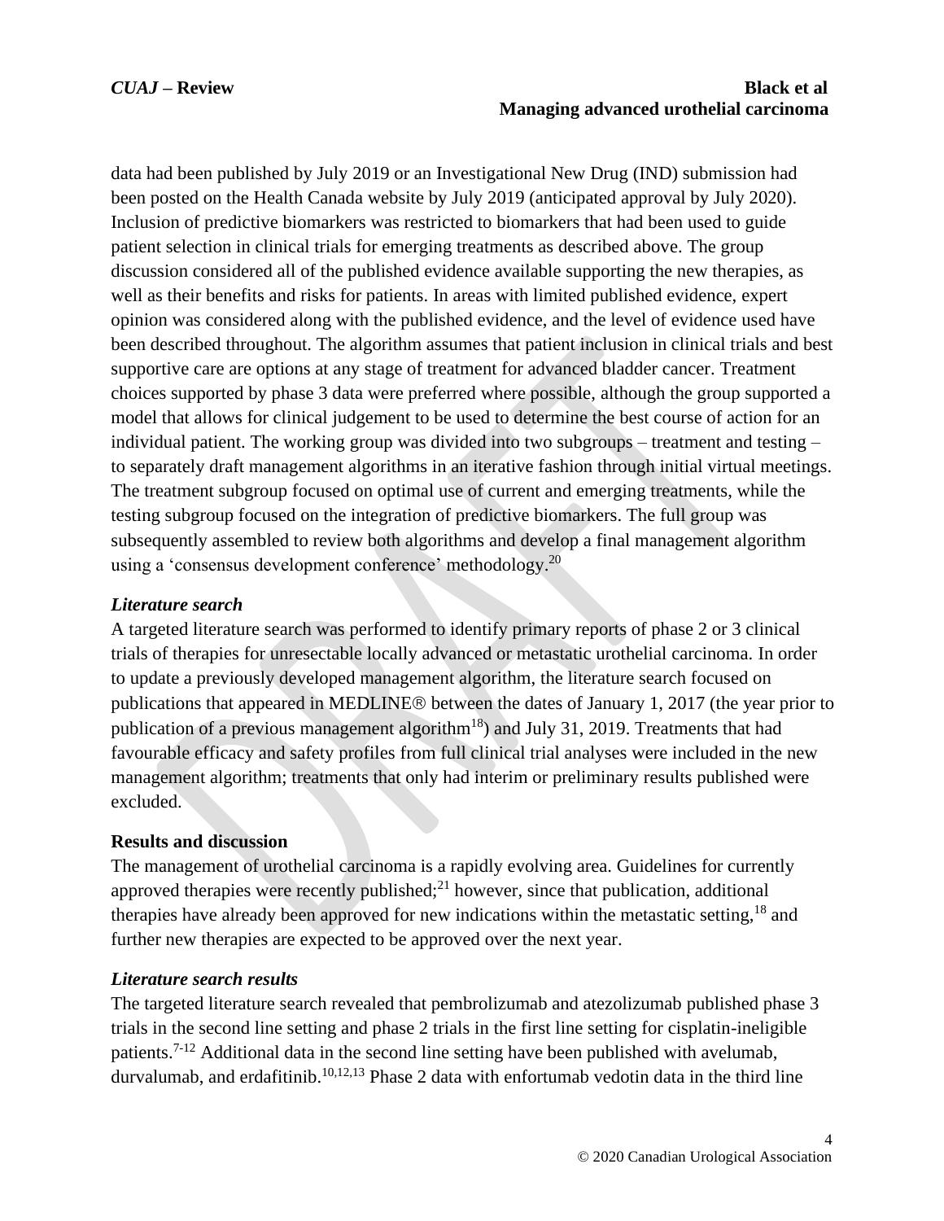data had been published by July 2019 or an Investigational New Drug (IND) submission had been posted on the Health Canada website by July 2019 (anticipated approval by July 2020). Inclusion of predictive biomarkers was restricted to biomarkers that had been used to guide patient selection in clinical trials for emerging treatments as described above. The group discussion considered all of the published evidence available supporting the new therapies, as well as their benefits and risks for patients. In areas with limited published evidence, expert opinion was considered along with the published evidence, and the level of evidence used have been described throughout. The algorithm assumes that patient inclusion in clinical trials and best supportive care are options at any stage of treatment for advanced bladder cancer. Treatment choices supported by phase 3 data were preferred where possible, although the group supported a model that allows for clinical judgement to be used to determine the best course of action for an individual patient. The working group was divided into two subgroups – treatment and testing – to separately draft management algorithms in an iterative fashion through initial virtual meetings. The treatment subgroup focused on optimal use of current and emerging treatments, while the testing subgroup focused on the integration of predictive biomarkers. The full group was subsequently assembled to review both algorithms and develop a final management algorithm using a 'consensus development conference' methodology.[20]

### *Literature search*

A targeted literature search was performed to identify primary reports of phase 2 or 3 clinical trials of therapies for unresectable locally advanced or metastatic urothelial carcinoma. In order to update a previously developed management algorithm, the literature search focused on publications that appeared in MEDLINE® between the dates of January 1, 2017 (the year prior to publication of a previous management algorithm[18]) and July 31, 2019. Treatments that had favourable efficacy and safety profiles from full clinical trial analyses were included in the new management algorithm; treatments that only had interim or preliminary results published were excluded.

## Results and discussion

The management of urothelial carcinoma is a rapidly evolving area. Guidelines for currently approved therapies were recently published;[21] however, since that publication, additional therapies have already been approved for new indications within the metastatic setting,[18] and further new therapies are expected to be approved over the next year.

### *Literature search results*

The targeted literature search revealed that pembrolizumab and atezolizumab published phase 3 trials in the second line setting and phase 2 trials in the first line setting for cisplatin-ineligible patients.[7-12] Additional data in the second line setting have been published with avelumab, durvalumab, and erdafitinib.[10,12,13] Phase 2 data with enfortumab vedotin data in the third line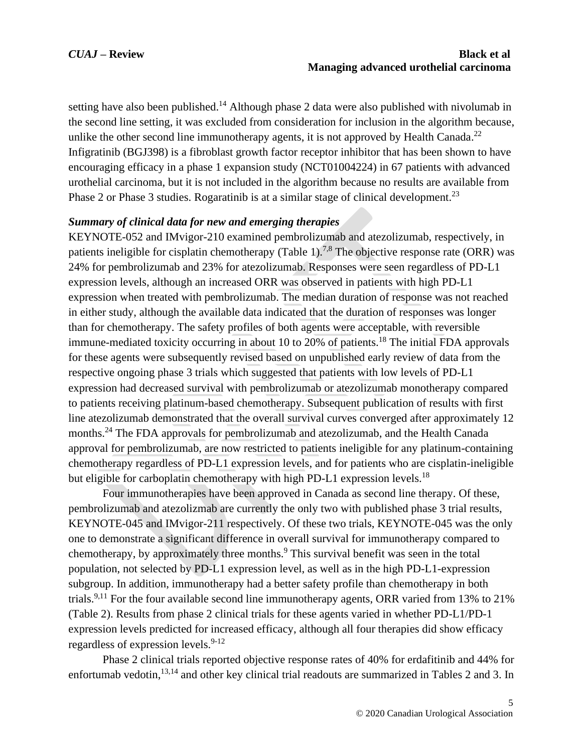setting have also been published.[14] Although phase 2 data were also published with nivolumab in the second line setting, it was excluded from consideration for inclusion in the algorithm because, unlike the other second line immunotherapy agents, it is not approved by Health Canada.[22] Infigratinib (BGJ398) is a fibroblast growth factor receptor inhibitor that has been shown to have encouraging efficacy in a phase 1 expansion study (NCT01004224) in 67 patients with advanced urothelial carcinoma, but it is not included in the algorithm because no results are available from Phase 2 or Phase 3 studies. Rogaratinib is at a similar stage of clinical development.[23]

***Summary of clinical data for new and emerging therapies***

KEYNOTE-052 and IMvigor-210 examined pembrolizumab and atezolizumab, respectively, in patients ineligible for cisplatin chemotherapy (Table 1).[7,8] The objective response rate (ORR) was 24% for pembrolizumab and 23% for atezolizumab. Responses were seen regardless of PD-L1 expression levels, although an increased ORR was observed in patients with high PD-L1 expression when treated with pembrolizumab. The median duration of response was not reached in either study, although the available data indicated that the duration of responses was longer than for chemotherapy. The safety profiles of both agents were acceptable, with reversible immune-mediated toxicity occurring in about 10 to 20% of patients.[18] The initial FDA approvals for these agents were subsequently revised based on unpublished early review of data from the respective ongoing phase 3 trials which suggested that patients with low levels of PD-L1 expression had decreased survival with pembrolizumab or atezolizumab monotherapy compared to patients receiving platinum-based chemotherapy. Subsequent publication of results with first line atezolizumab demonstrated that the overall survival curves converged after approximately 12 months.[24] The FDA approvals for pembrolizumab and atezolizumab, and the Health Canada approval for pembrolizumab, are now restricted to patients ineligible for any platinum-containing chemotherapy regardless of PD-L1 expression levels, and for patients who are cisplatin-ineligible but eligible for carboplatin chemotherapy with high PD-L1 expression levels.[18]

Four immunotherapies have been approved in Canada as second line therapy. Of these, pembrolizumab and atezolizmab are currently the only two with published phase 3 trial results, KEYNOTE-045 and IMvigor-211 respectively. Of these two trials, KEYNOTE-045 was the only one to demonstrate a significant difference in overall survival for immunotherapy compared to chemotherapy, by approximately three months.[9] This survival benefit was seen in the total population, not selected by PD-L1 expression level, as well as in the high PD-L1-expression subgroup. In addition, immunotherapy had a better safety profile than chemotherapy in both trials.[9,11] For the four available second line immunotherapy agents, ORR varied from 13% to 21% (Table 2). Results from phase 2 clinical trials for these agents varied in whether PD-L1/PD-1 expression levels predicted for increased efficacy, although all four therapies did show efficacy regardless of expression levels.[9-12]

Phase 2 clinical trials reported objective response rates of 40% for erdafitinib and 44% for enfortumab vedotin,[13,14] and other key clinical trial readouts are summarized in Tables 2 and 3. In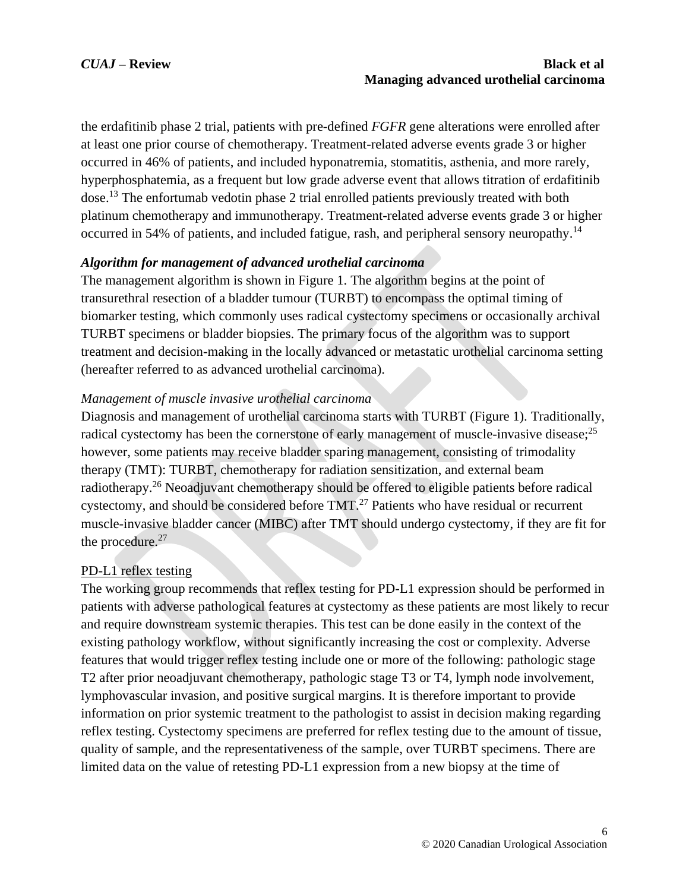the erdafitinib phase 2 trial, patients with pre-defined *FGFR* gene alterations were enrolled after at least one prior course of chemotherapy. Treatment-related adverse events grade 3 or higher occurred in 46% of patients, and included hyponatremia, stomatitis, asthenia, and more rarely, hyperphosphatemia, as a frequent but low grade adverse event that allows titration of erdafitinib dose.[13] The enfortumab vedotin phase 2 trial enrolled patients previously treated with both platinum chemotherapy and immunotherapy. Treatment-related adverse events grade 3 or higher occurred in 54% of patients, and included fatigue, rash, and peripheral sensory neuropathy.[14]

### *Algorithm for management of advanced urothelial carcinoma*

The management algorithm is shown in Figure 1. The algorithm begins at the point of transurethral resection of a bladder tumour (TURBT) to encompass the optimal timing of biomarker testing, which commonly uses radical cystectomy specimens or occasionally archival TURBT specimens or bladder biopsies. The primary focus of the algorithm was to support treatment and decision-making in the locally advanced or metastatic urothelial carcinoma setting (hereafter referred to as advanced urothelial carcinoma).

#### *Management of muscle invasive urothelial carcinoma*

Diagnosis and management of urothelial carcinoma starts with TURBT (Figure 1). Traditionally, radical cystectomy has been the cornerstone of early management of muscle-invasive disease;[25] however, some patients may receive bladder sparing management, consisting of trimodality therapy (TMT): TURBT, chemotherapy for radiation sensitization, and external beam radiotherapy.[26] Neoadjuvant chemotherapy should be offered to eligible patients before radical cystectomy, and should be considered before TMT.[27] Patients who have residual or recurrent muscle-invasive bladder cancer (MIBC) after TMT should undergo cystectomy, if they are fit for the procedure.[27]

##### PD-L1 reflex testing

The working group recommends that reflex testing for PD-L1 expression should be performed in patients with adverse pathological features at cystectomy as these patients are most likely to recur and require downstream systemic therapies. This test can be done easily in the context of the existing pathology workflow, without significantly increasing the cost or complexity. Adverse features that would trigger reflex testing include one or more of the following: pathologic stage T2 after prior neoadjuvant chemotherapy, pathologic stage T3 or T4, lymph node involvement, lymphovascular invasion, and positive surgical margins. It is therefore important to provide information on prior systemic treatment to the pathologist to assist in decision making regarding reflex testing. Cystectomy specimens are preferred for reflex testing due to the amount of tissue, quality of sample, and the representativeness of the sample, over TURBT specimens. There are limited data on the value of retesting PD-L1 expression from a new biopsy at the time of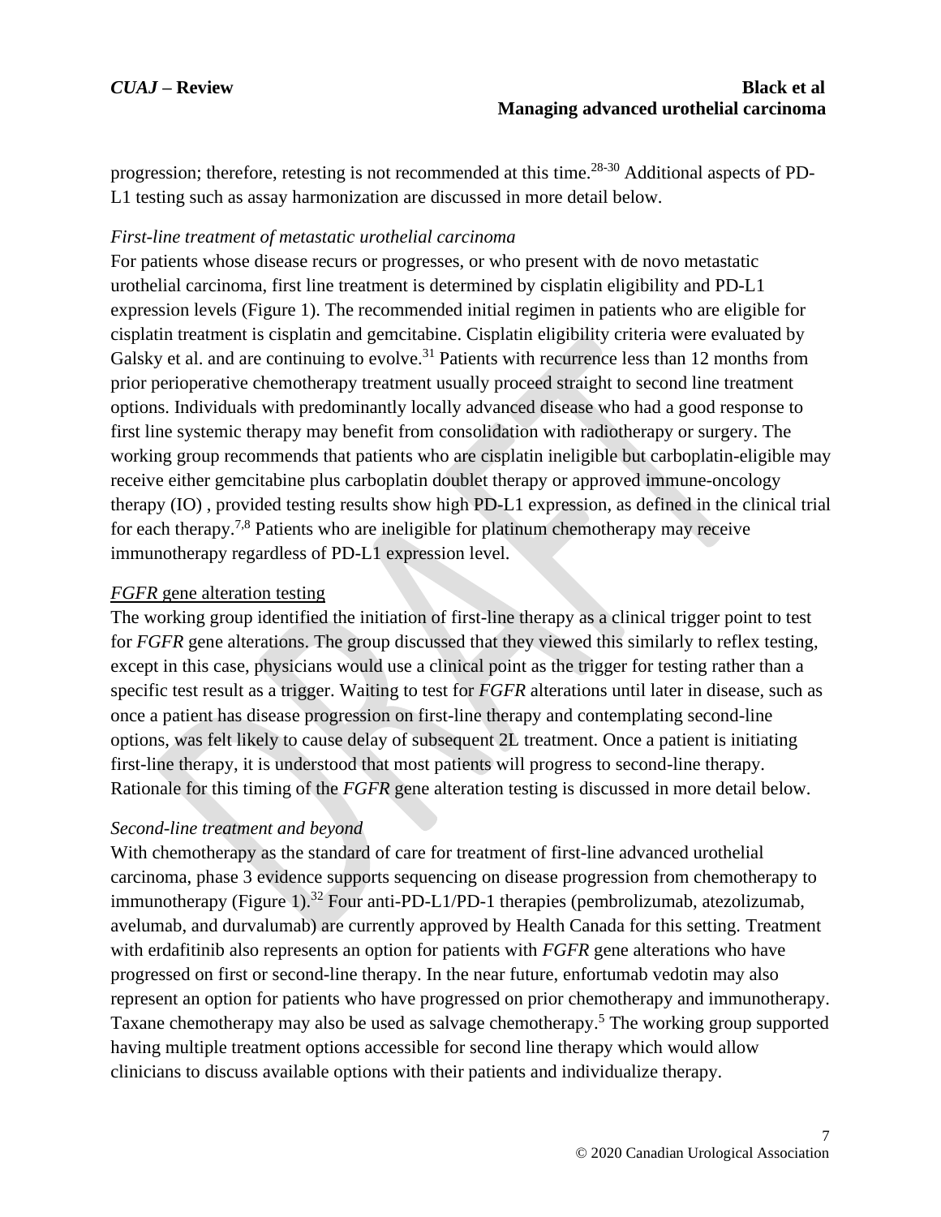progression; therefore, retesting is not recommended at this time.[28-30] Additional aspects of PD-L1 testing such as assay harmonization are discussed in more detail below.

*First-line treatment of metastatic urothelial carcinoma*

For patients whose disease recurs or progresses, or who present with de novo metastatic urothelial carcinoma, first line treatment is determined by cisplatin eligibility and PD-L1 expression levels (Figure 1). The recommended initial regimen in patients who are eligible for cisplatin treatment is cisplatin and gemcitabine. Cisplatin eligibility criteria were evaluated by Galsky et al. and are continuing to evolve.[31] Patients with recurrence less than 12 months from prior perioperative chemotherapy treatment usually proceed straight to second line treatment options. Individuals with predominantly locally advanced disease who had a good response to first line systemic therapy may benefit from consolidation with radiotherapy or surgery. The working group recommends that patients who are cisplatin ineligible but carboplatin-eligible may receive either gemcitabine plus carboplatin doublet therapy or approved immune-oncology therapy (IO) , provided testing results show high PD-L1 expression, as defined in the clinical trial for each therapy.[7,8] Patients who are ineligible for platinum chemotherapy may receive immunotherapy regardless of PD-L1 expression level.

<u>*FGFR* gene alteration testing</u>

The working group identified the initiation of first-line therapy as a clinical trigger point to test for *FGFR* gene alterations. The group discussed that they viewed this similarly to reflex testing, except in this case, physicians would use a clinical point as the trigger for testing rather than a specific test result as a trigger. Waiting to test for *FGFR* alterations until later in disease, such as once a patient has disease progression on first-line therapy and contemplating second-line options, was felt likely to cause delay of subsequent 2L treatment. Once a patient is initiating first-line therapy, it is understood that most patients will progress to second-line therapy. Rationale for this timing of the *FGFR* gene alteration testing is discussed in more detail below.

*Second-line treatment and beyond*

With chemotherapy as the standard of care for treatment of first-line advanced urothelial carcinoma, phase 3 evidence supports sequencing on disease progression from chemotherapy to immunotherapy (Figure 1).[32] Four anti-PD-L1/PD-1 therapies (pembrolizumab, atezolizumab, avelumab, and durvalumab) are currently approved by Health Canada for this setting. Treatment with erdafitinib also represents an option for patients with *FGFR* gene alterations who have progressed on first or second-line therapy. In the near future, enfortumab vedotin may also represent an option for patients who have progressed on prior chemotherapy and immunotherapy. Taxane chemotherapy may also be used as salvage chemotherapy.[5] The working group supported having multiple treatment options accessible for second line therapy which would allow clinicians to discuss available options with their patients and individualize therapy.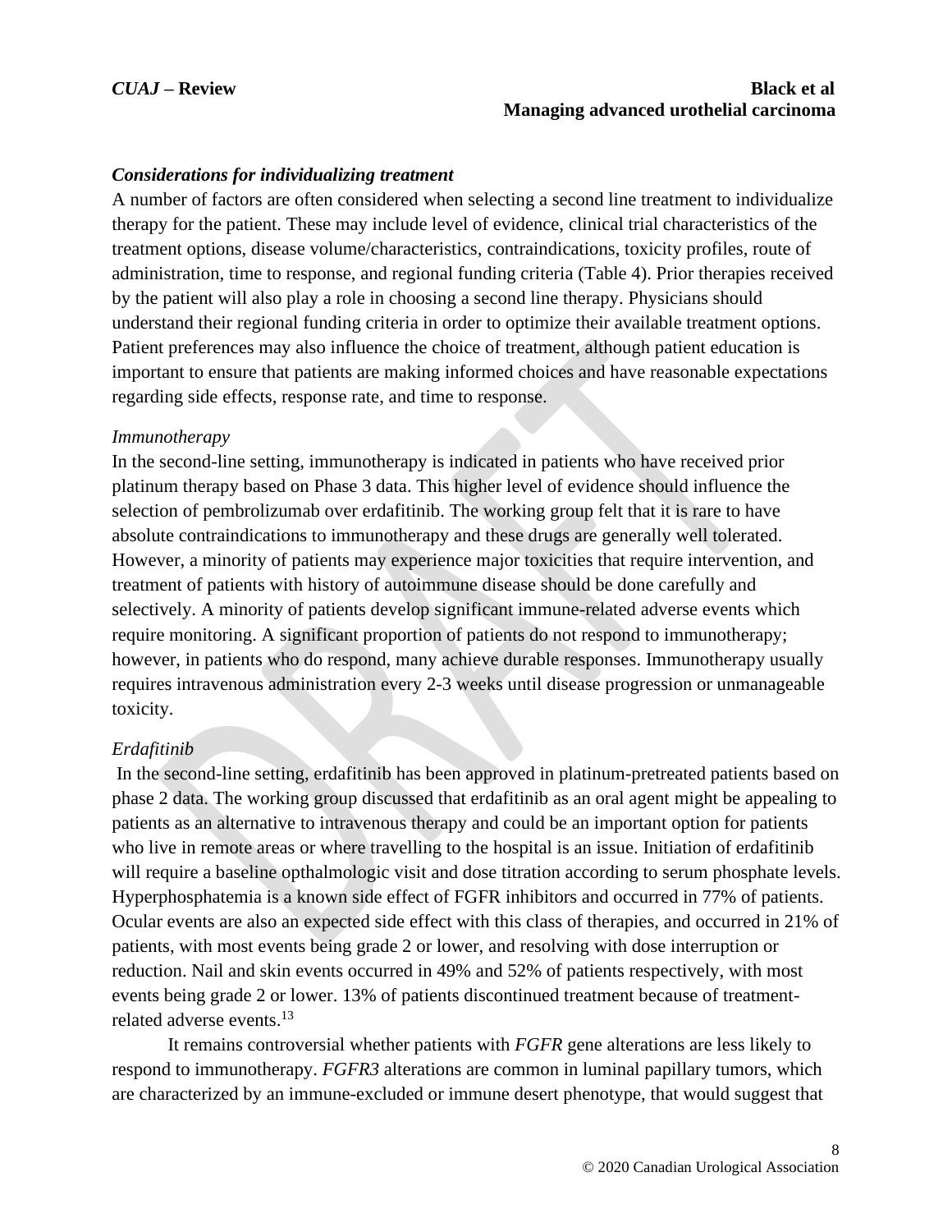### *Considerations for individualizing treatment*

A number of factors are often considered when selecting a second line treatment to individualize therapy for the patient. These may include level of evidence, clinical trial characteristics of the treatment options, disease volume/characteristics, contraindications, toxicity profiles, route of administration, time to response, and regional funding criteria (Table 4). Prior therapies received by the patient will also play a role in choosing a second line therapy. Physicians should understand their regional funding criteria in order to optimize their available treatment options. Patient preferences may also influence the choice of treatment, although patient education is important to ensure that patients are making informed choices and have reasonable expectations regarding side effects, response rate, and time to response.

#### *Immunotherapy*

In the second-line setting, immunotherapy is indicated in patients who have received prior platinum therapy based on Phase 3 data. This higher level of evidence should influence the selection of pembrolizumab over erdafitinib. The working group felt that it is rare to have absolute contraindications to immunotherapy and these drugs are generally well tolerated. However, a minority of patients may experience major toxicities that require intervention, and treatment of patients with history of autoimmune disease should be done carefully and selectively. A minority of patients develop significant immune-related adverse events which require monitoring. A significant proportion of patients do not respond to immunotherapy; however, in patients who do respond, many achieve durable responses. Immunotherapy usually requires intravenous administration every 2-3 weeks until disease progression or unmanageable toxicity.

#### *Erdafitinib*

In the second-line setting, erdafitinib has been approved in platinum-pretreated patients based on phase 2 data. The working group discussed that erdafitinib as an oral agent might be appealing to patients as an alternative to intravenous therapy and could be an important option for patients who live in remote areas or where travelling to the hospital is an issue. Initiation of erdafitinib will require a baseline opthalmologic visit and dose titration according to serum phosphate levels. Hyperphosphatemia is a known side effect of FGFR inhibitors and occurred in 77% of patients. Ocular events are also an expected side effect with this class of therapies, and occurred in 21% of patients, with most events being grade 2 or lower, and resolving with dose interruption or reduction. Nail and skin events occurred in 49% and 52% of patients respectively, with most events being grade 2 or lower. 13% of patients discontinued treatment because of treatment-related adverse events.[13]

It remains controversial whether patients with *FGFR* gene alterations are less likely to respond to immunotherapy. *FGFR3* alterations are common in luminal papillary tumors, which are characterized by an immune-excluded or immune desert phenotype, that would suggest that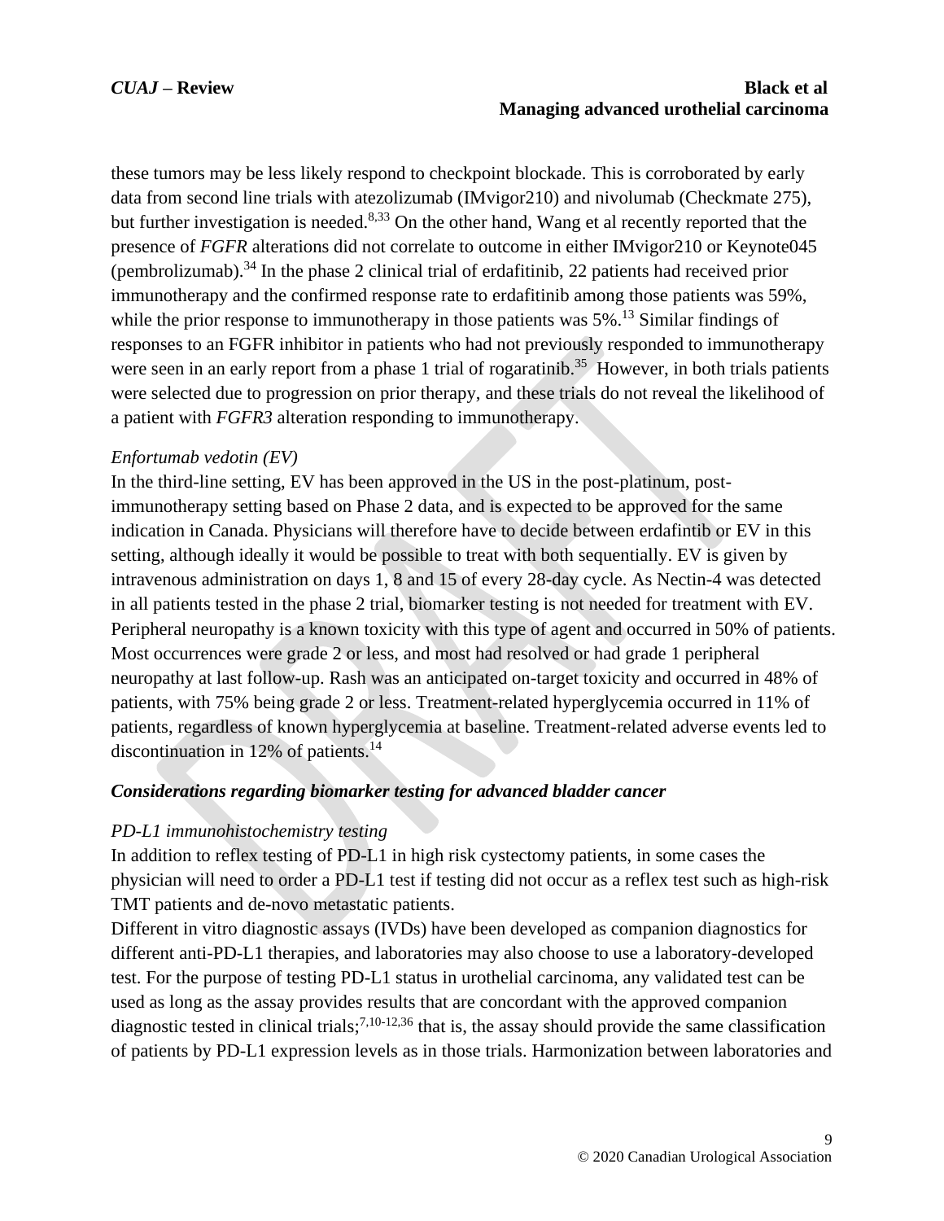these tumors may be less likely respond to checkpoint blockade. This is corroborated by early data from second line trials with atezolizumab (IMvigor210) and nivolumab (Checkmate 275), but further investigation is needed.[8,33] On the other hand, Wang et al recently reported that the presence of *FGFR* alterations did not correlate to outcome in either IMvigor210 or Keynote045 (pembrolizumab).[34] In the phase 2 clinical trial of erdafitinib, 22 patients had received prior immunotherapy and the confirmed response rate to erdafitinib among those patients was 59%, while the prior response to immunotherapy in those patients was 5%.[13] Similar findings of responses to an FGFR inhibitor in patients who had not previously responded to immunotherapy were seen in an early report from a phase 1 trial of rogaratinib.[35] However, in both trials patients were selected due to progression on prior therapy, and these trials do not reveal the likelihood of a patient with *FGFR3* alteration responding to immunotherapy.

*Enfortumab vedotin (EV)*

In the third-line setting, EV has been approved in the US in the post-platinum, post-immunotherapy setting based on Phase 2 data, and is expected to be approved for the same indication in Canada. Physicians will therefore have to decide between erdafintib or EV in this setting, although ideally it would be possible to treat with both sequentially. EV is given by intravenous administration on days 1, 8 and 15 of every 28-day cycle. As Nectin-4 was detected in all patients tested in the phase 2 trial, biomarker testing is not needed for treatment with EV. Peripheral neuropathy is a known toxicity with this type of agent and occurred in 50% of patients. Most occurrences were grade 2 or less, and most had resolved or had grade 1 peripheral neuropathy at last follow-up. Rash was an anticipated on-target toxicity and occurred in 48% of patients, with 75% being grade 2 or less. Treatment-related hyperglycemia occurred in 11% of patients, regardless of known hyperglycemia at baseline. Treatment-related adverse events led to discontinuation in 12% of patients.[14]

### *Considerations regarding biomarker testing for advanced bladder cancer*

*PD-L1 immunohistochemistry testing*

In addition to reflex testing of PD-L1 in high risk cystectomy patients, in some cases the physician will need to order a PD-L1 test if testing did not occur as a reflex test such as high-risk TMT patients and de-novo metastatic patients.

Different in vitro diagnostic assays (IVDs) have been developed as companion diagnostics for different anti-PD-L1 therapies, and laboratories may also choose to use a laboratory-developed test. For the purpose of testing PD-L1 status in urothelial carcinoma, any validated test can be used as long as the assay provides results that are concordant with the approved companion diagnostic tested in clinical trials;[7,10-12,36] that is, the assay should provide the same classification of patients by PD-L1 expression levels as in those trials. Harmonization between laboratories and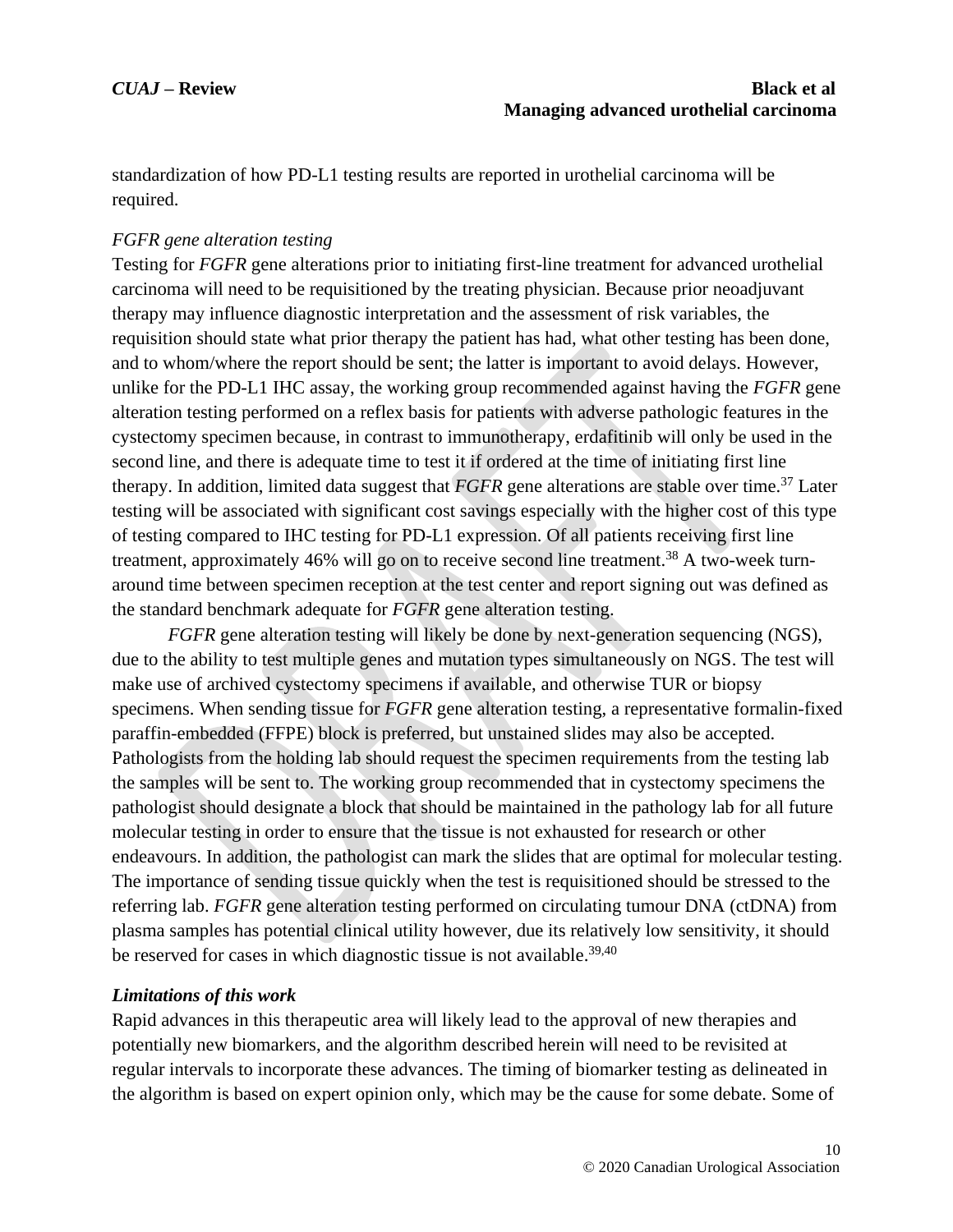standardization of how PD-L1 testing results are reported in urothelial carcinoma will be required.

*FGFR gene alteration testing*

Testing for *FGFR* gene alterations prior to initiating first-line treatment for advanced urothelial carcinoma will need to be requisitioned by the treating physician. Because prior neoadjuvant therapy may influence diagnostic interpretation and the assessment of risk variables, the requisition should state what prior therapy the patient has had, what other testing has been done, and to whom/where the report should be sent; the latter is important to avoid delays. However, unlike for the PD-L1 IHC assay, the working group recommended against having the *FGFR* gene alteration testing performed on a reflex basis for patients with adverse pathologic features in the cystectomy specimen because, in contrast to immunotherapy, erdafitinib will only be used in the second line, and there is adequate time to test it if ordered at the time of initiating first line therapy. In addition, limited data suggest that *FGFR* gene alterations are stable over time.[37] Later testing will be associated with significant cost savings especially with the higher cost of this type of testing compared to IHC testing for PD-L1 expression. Of all patients receiving first line treatment, approximately 46% will go on to receive second line treatment.[38] A two-week turn-around time between specimen reception at the test center and report signing out was defined as the standard benchmark adequate for *FGFR* gene alteration testing.

*FGFR* gene alteration testing will likely be done by next-generation sequencing (NGS), due to the ability to test multiple genes and mutation types simultaneously on NGS. The test will make use of archived cystectomy specimens if available, and otherwise TUR or biopsy specimens. When sending tissue for *FGFR* gene alteration testing, a representative formalin-fixed paraffin-embedded (FFPE) block is preferred, but unstained slides may also be accepted. Pathologists from the holding lab should request the specimen requirements from the testing lab the samples will be sent to. The working group recommended that in cystectomy specimens the pathologist should designate a block that should be maintained in the pathology lab for all future molecular testing in order to ensure that the tissue is not exhausted for research or other endeavours. In addition, the pathologist can mark the slides that are optimal for molecular testing. The importance of sending tissue quickly when the test is requisitioned should be stressed to the referring lab. *FGFR* gene alteration testing performed on circulating tumour DNA (ctDNA) from plasma samples has potential clinical utility however, due its relatively low sensitivity, it should be reserved for cases in which diagnostic tissue is not available.[39,40]

***Limitations of this work***

Rapid advances in this therapeutic area will likely lead to the approval of new therapies and potentially new biomarkers, and the algorithm described herein will need to be revisited at regular intervals to incorporate these advances. The timing of biomarker testing as delineated in the algorithm is based on expert opinion only, which may be the cause for some debate. Some of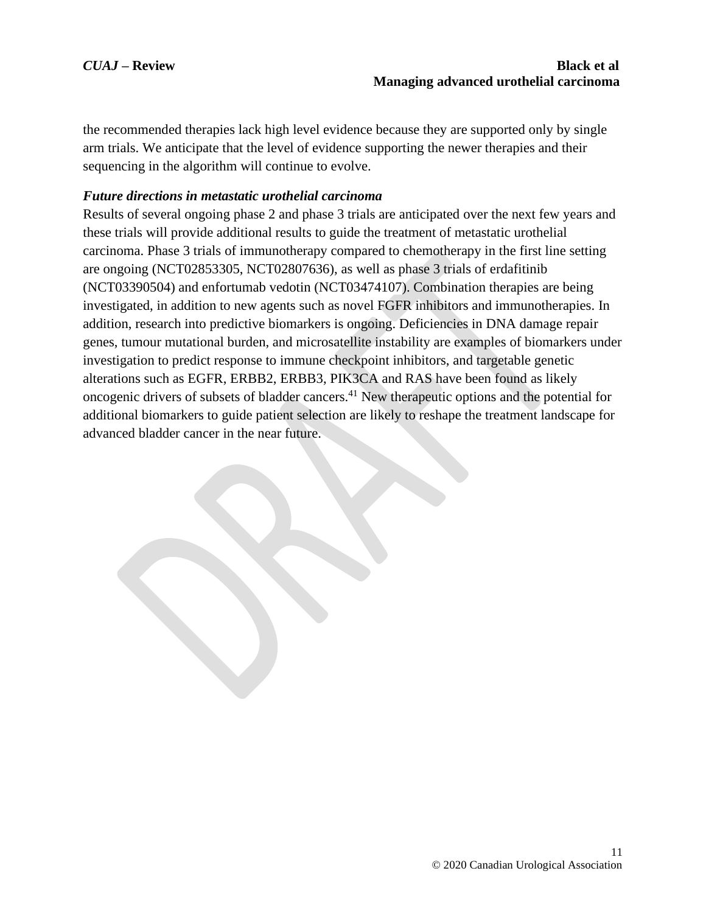the recommended therapies lack high level evidence because they are supported only by single arm trials. We anticipate that the level of evidence supporting the newer therapies and their sequencing in the algorithm will continue to evolve.

### *Future directions in metastatic urothelial carcinoma*

Results of several ongoing phase 2 and phase 3 trials are anticipated over the next few years and these trials will provide additional results to guide the treatment of metastatic urothelial carcinoma. Phase 3 trials of immunotherapy compared to chemotherapy in the first line setting are ongoing (NCT02853305, NCT02807636), as well as phase 3 trials of erdafitinib (NCT03390504) and enfortumab vedotin (NCT03474107). Combination therapies are being investigated, in addition to new agents such as novel FGFR inhibitors and immunotherapies. In addition, research into predictive biomarkers is ongoing. Deficiencies in DNA damage repair genes, tumour mutational burden, and microsatellite instability are examples of biomarkers under investigation to predict response to immune checkpoint inhibitors, and targetable genetic alterations such as EGFR, ERBB2, ERBB3, PIK3CA and RAS have been found as likely oncogenic drivers of subsets of bladder cancers.[41] New therapeutic options and the potential for additional biomarkers to guide patient selection are likely to reshape the treatment landscape for advanced bladder cancer in the near future.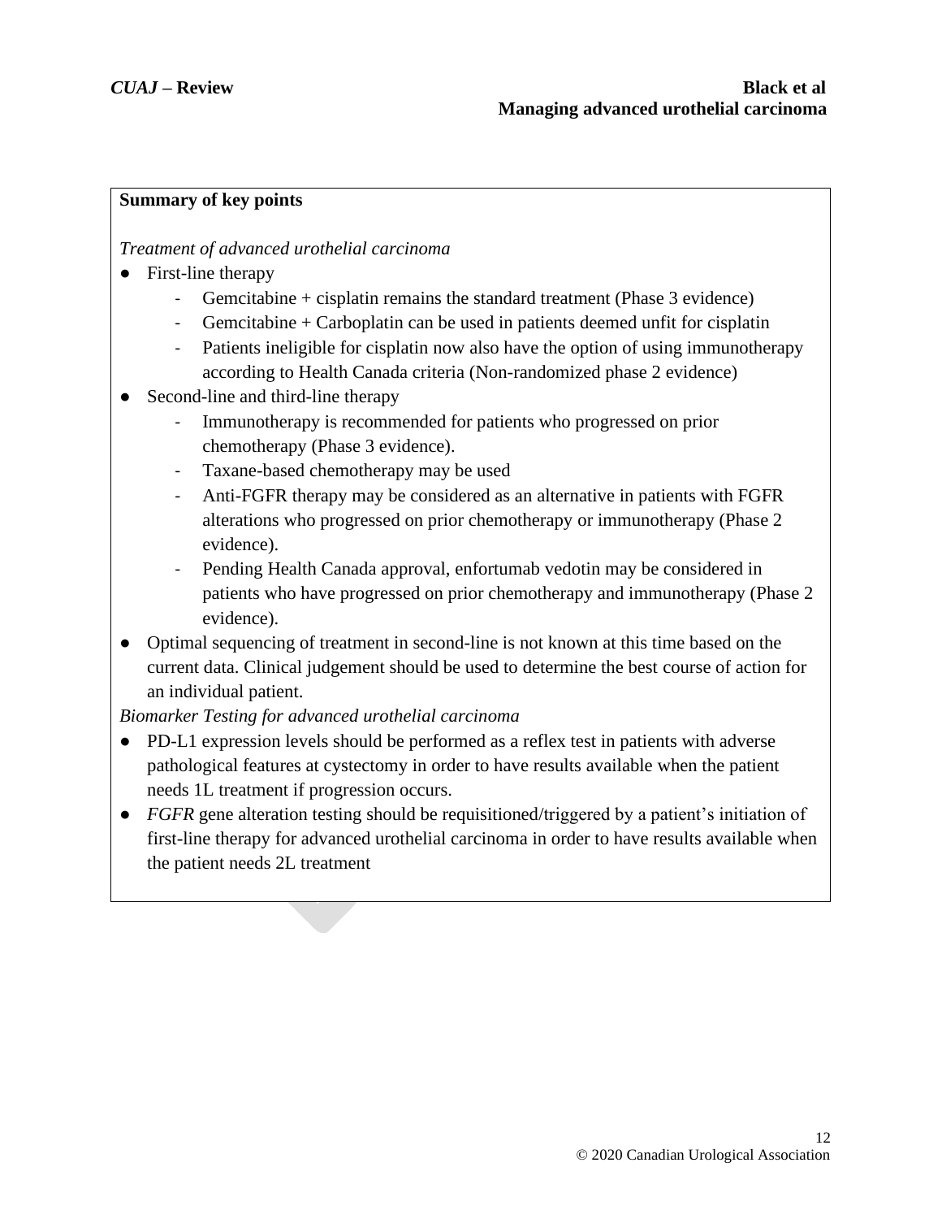**Summary of key points**

*Treatment of advanced urothelial carcinoma*

- First-line therapy
  - Gemcitabine + cisplatin remains the standard treatment (Phase 3 evidence)
  - Gemcitabine + Carboplatin can be used in patients deemed unfit for cisplatin
  - Patients ineligible for cisplatin now also have the option of using immunotherapy according to Health Canada criteria (Non-randomized phase 2 evidence)
- Second-line and third-line therapy
  - Immunotherapy is recommended for patients who progressed on prior chemotherapy (Phase 3 evidence).
  - Taxane-based chemotherapy may be used
  - Anti-FGFR therapy may be considered as an alternative in patients with FGFR alterations who progressed on prior chemotherapy or immunotherapy (Phase 2 evidence).
  - Pending Health Canada approval, enfortumab vedotin may be considered in patients who have progressed on prior chemotherapy and immunotherapy (Phase 2 evidence).
- Optimal sequencing of treatment in second-line is not known at this time based on the current data. Clinical judgement should be used to determine the best course of action for an individual patient.

*Biomarker Testing for advanced urothelial carcinoma*

- PD-L1 expression levels should be performed as a reflex test in patients with adverse pathological features at cystectomy in order to have results available when the patient needs 1L treatment if progression occurs.
- *FGFR* gene alteration testing should be requisitioned/triggered by a patient's initiation of first-line therapy for advanced urothelial carcinoma in order to have results available when the patient needs 2L treatment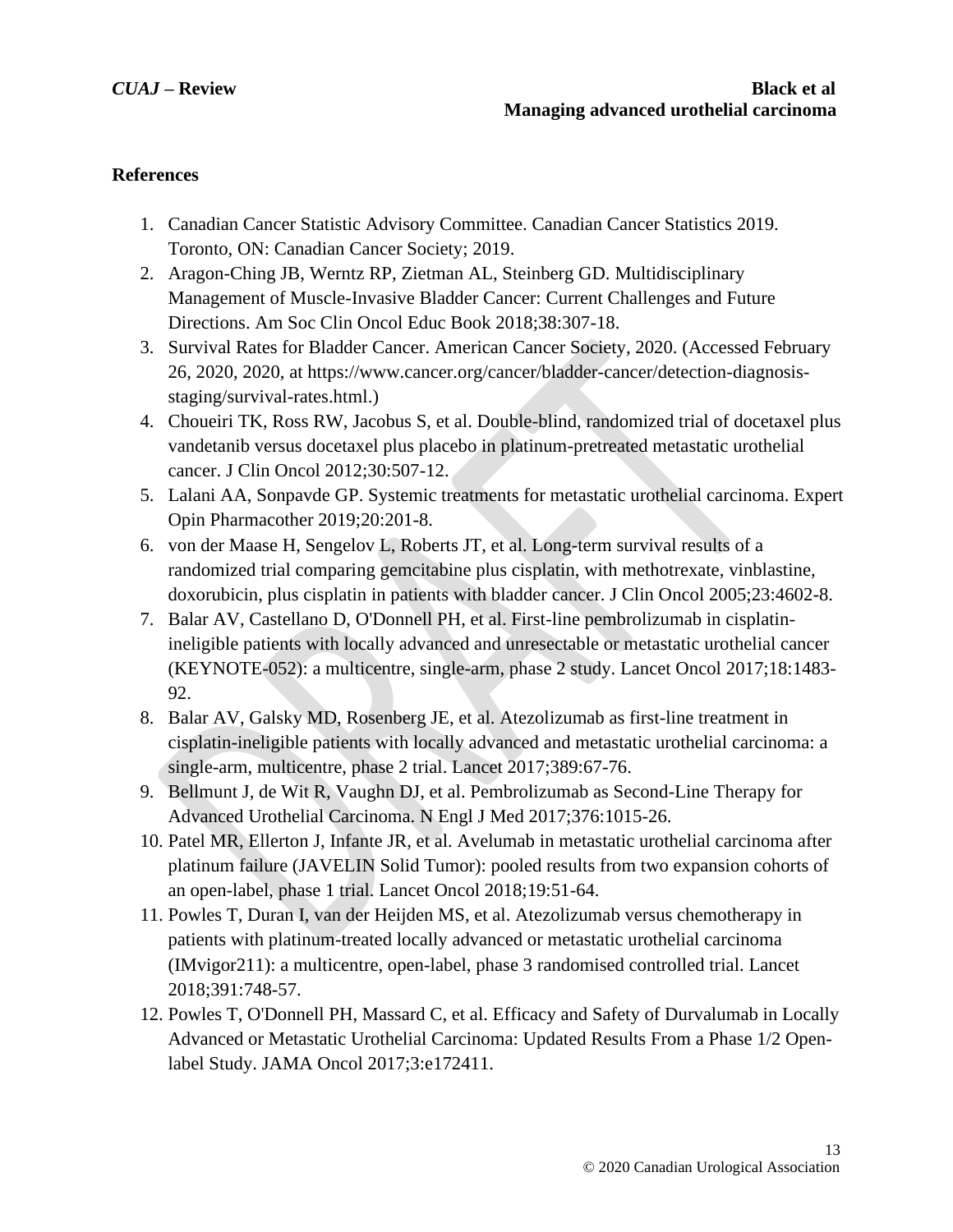## References

1. Canadian Cancer Statistic Advisory Committee. Canadian Cancer Statistics 2019. Toronto, ON: Canadian Cancer Society; 2019.
2. Aragon-Ching JB, Werntz RP, Zietman AL, Steinberg GD. Multidisciplinary Management of Muscle-Invasive Bladder Cancer: Current Challenges and Future Directions. Am Soc Clin Oncol Educ Book 2018;38:307-18.
3. Survival Rates for Bladder Cancer. American Cancer Society, 2020. (Accessed February 26, 2020, 2020, at https://www.cancer.org/cancer/bladder-cancer/detection-diagnosis-staging/survival-rates.html.)
4. Choueiri TK, Ross RW, Jacobus S, et al. Double-blind, randomized trial of docetaxel plus vandetanib versus docetaxel plus placebo in platinum-pretreated metastatic urothelial cancer. J Clin Oncol 2012;30:507-12.
5. Lalani AA, Sonpavde GP. Systemic treatments for metastatic urothelial carcinoma. Expert Opin Pharmacother 2019;20:201-8.
6. von der Maase H, Sengelov L, Roberts JT, et al. Long-term survival results of a randomized trial comparing gemcitabine plus cisplatin, with methotrexate, vinblastine, doxorubicin, plus cisplatin in patients with bladder cancer. J Clin Oncol 2005;23:4602-8.
7. Balar AV, Castellano D, O'Donnell PH, et al. First-line pembrolizumab in cisplatin-ineligible patients with locally advanced and unresectable or metastatic urothelial cancer (KEYNOTE-052): a multicentre, single-arm, phase 2 study. Lancet Oncol 2017;18:1483-92.
8. Balar AV, Galsky MD, Rosenberg JE, et al. Atezolizumab as first-line treatment in cisplatin-ineligible patients with locally advanced and metastatic urothelial carcinoma: a single-arm, multicentre, phase 2 trial. Lancet 2017;389:67-76.
9. Bellmunt J, de Wit R, Vaughn DJ, et al. Pembrolizumab as Second-Line Therapy for Advanced Urothelial Carcinoma. N Engl J Med 2017;376:1015-26.
10. Patel MR, Ellerton J, Infante JR, et al. Avelumab in metastatic urothelial carcinoma after platinum failure (JAVELIN Solid Tumor): pooled results from two expansion cohorts of an open-label, phase 1 trial. Lancet Oncol 2018;19:51-64.
11. Powles T, Duran I, van der Heijden MS, et al. Atezolizumab versus chemotherapy in patients with platinum-treated locally advanced or metastatic urothelial carcinoma (IMvigor211): a multicentre, open-label, phase 3 randomised controlled trial. Lancet 2018;391:748-57.
12. Powles T, O'Donnell PH, Massard C, et al. Efficacy and Safety of Durvalumab in Locally Advanced or Metastatic Urothelial Carcinoma: Updated Results From a Phase 1/2 Open-label Study. JAMA Oncol 2017;3:e172411.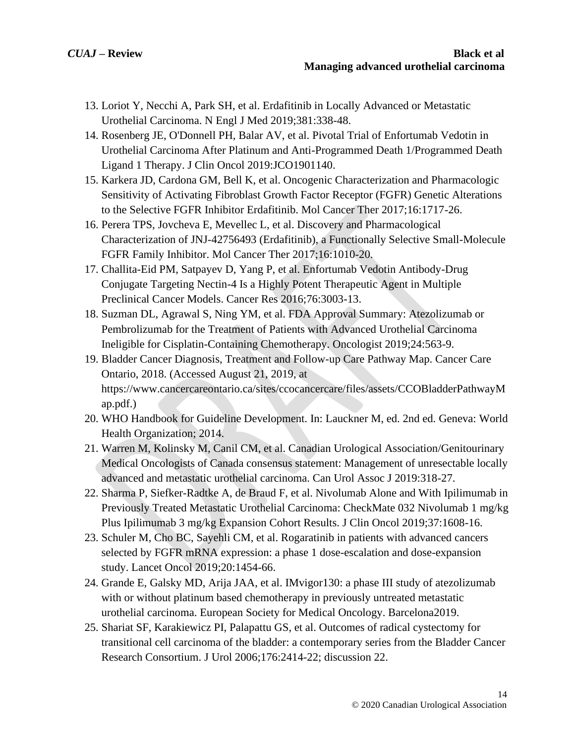13. Loriot Y, Necchi A, Park SH, et al. Erdafitinib in Locally Advanced or Metastatic Urothelial Carcinoma. N Engl J Med 2019;381:338-48.
14. Rosenberg JE, O'Donnell PH, Balar AV, et al. Pivotal Trial of Enfortumab Vedotin in Urothelial Carcinoma After Platinum and Anti-Programmed Death 1/Programmed Death Ligand 1 Therapy. J Clin Oncol 2019:JCO1901140.
15. Karkera JD, Cardona GM, Bell K, et al. Oncogenic Characterization and Pharmacologic Sensitivity of Activating Fibroblast Growth Factor Receptor (FGFR) Genetic Alterations to the Selective FGFR Inhibitor Erdafitinib. Mol Cancer Ther 2017;16:1717-26.
16. Perera TPS, Jovcheva E, Mevellec L, et al. Discovery and Pharmacological Characterization of JNJ-42756493 (Erdafitinib), a Functionally Selective Small-Molecule FGFR Family Inhibitor. Mol Cancer Ther 2017;16:1010-20.
17. Challita-Eid PM, Satpayev D, Yang P, et al. Enfortumab Vedotin Antibody-Drug Conjugate Targeting Nectin-4 Is a Highly Potent Therapeutic Agent in Multiple Preclinical Cancer Models. Cancer Res 2016;76:3003-13.
18. Suzman DL, Agrawal S, Ning YM, et al. FDA Approval Summary: Atezolizumab or Pembrolizumab for the Treatment of Patients with Advanced Urothelial Carcinoma Ineligible for Cisplatin-Containing Chemotherapy. Oncologist 2019;24:563-9.
19. Bladder Cancer Diagnosis, Treatment and Follow-up Care Pathway Map. Cancer Care Ontario, 2018. (Accessed August 21, 2019, at https://www.cancercareontario.ca/sites/ccocancercare/files/assets/CCOBladderPathwayMap.pdf.)
20. WHO Handbook for Guideline Development. In: Lauckner M, ed. 2nd ed. Geneva: World Health Organization; 2014.
21. Warren M, Kolinsky M, Canil CM, et al. Canadian Urological Association/Genitourinary Medical Oncologists of Canada consensus statement: Management of unresectable locally advanced and metastatic urothelial carcinoma. Can Urol Assoc J 2019:318-27.
22. Sharma P, Siefker-Radtke A, de Braud F, et al. Nivolumab Alone and With Ipilimumab in Previously Treated Metastatic Urothelial Carcinoma: CheckMate 032 Nivolumab 1 mg/kg Plus Ipilimumab 3 mg/kg Expansion Cohort Results. J Clin Oncol 2019;37:1608-16.
23. Schuler M, Cho BC, Sayehli CM, et al. Rogaratinib in patients with advanced cancers selected by FGFR mRNA expression: a phase 1 dose-escalation and dose-expansion study. Lancet Oncol 2019;20:1454-66.
24. Grande E, Galsky MD, Arija JAA, et al. IMvigor130: a phase III study of atezolizumab with or without platinum based chemotherapy in previously untreated metastatic urothelial carcinoma. European Society for Medical Oncology. Barcelona2019.
25. Shariat SF, Karakiewicz PI, Palapattu GS, et al. Outcomes of radical cystectomy for transitional cell carcinoma of the bladder: a contemporary series from the Bladder Cancer Research Consortium. J Urol 2006;176:2414-22; discussion 22.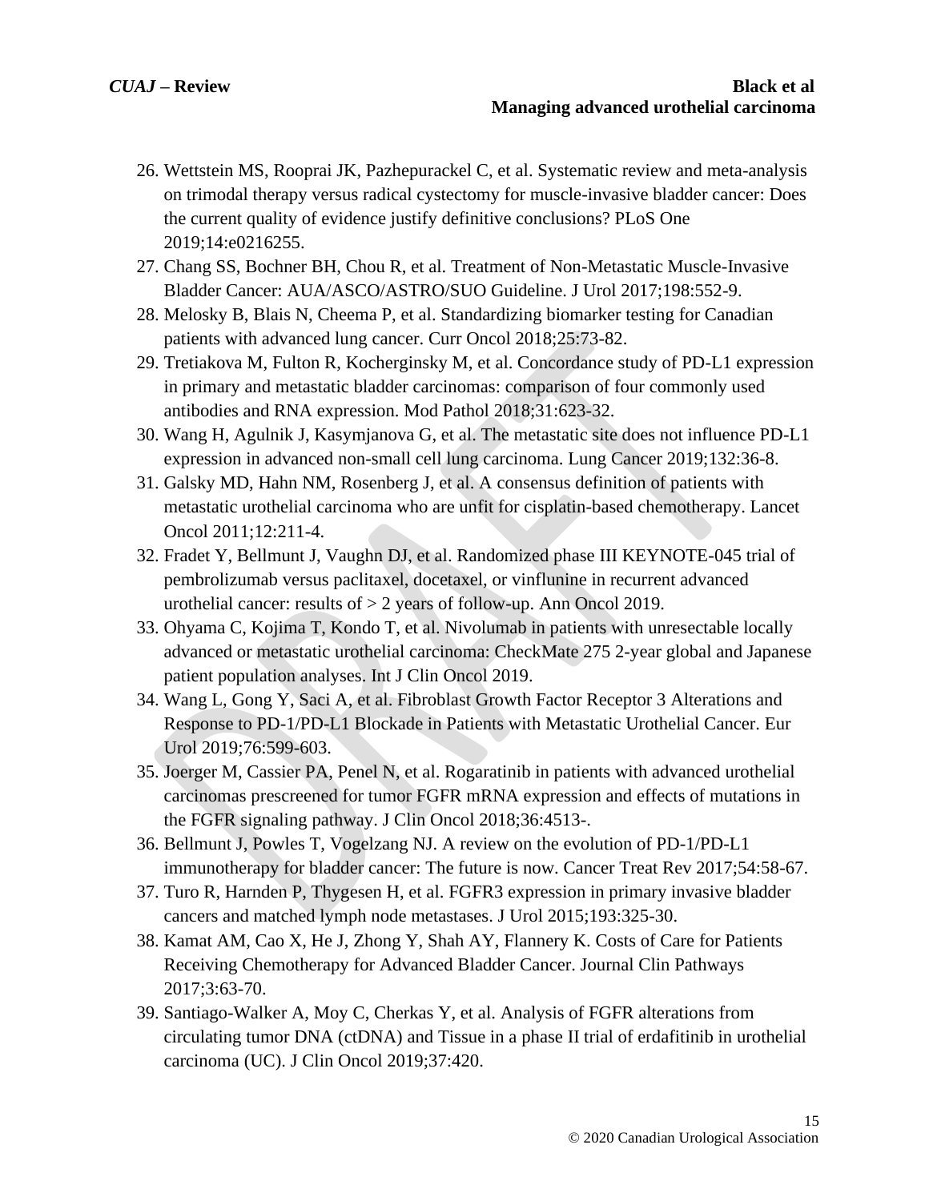26. Wettstein MS, Rooprai JK, Pazhepurackel C, et al. Systematic review and meta-analysis on trimodal therapy versus radical cystectomy for muscle-invasive bladder cancer: Does the current quality of evidence justify definitive conclusions? PLoS One 2019;14:e0216255.
27. Chang SS, Bochner BH, Chou R, et al. Treatment of Non-Metastatic Muscle-Invasive Bladder Cancer: AUA/ASCO/ASTRO/SUO Guideline. J Urol 2017;198:552-9.
28. Melosky B, Blais N, Cheema P, et al. Standardizing biomarker testing for Canadian patients with advanced lung cancer. Curr Oncol 2018;25:73-82.
29. Tretiakova M, Fulton R, Kocherginsky M, et al. Concordance study of PD-L1 expression in primary and metastatic bladder carcinomas: comparison of four commonly used antibodies and RNA expression. Mod Pathol 2018;31:623-32.
30. Wang H, Agulnik J, Kasymjanova G, et al. The metastatic site does not influence PD-L1 expression in advanced non-small cell lung carcinoma. Lung Cancer 2019;132:36-8.
31. Galsky MD, Hahn NM, Rosenberg J, et al. A consensus definition of patients with metastatic urothelial carcinoma who are unfit for cisplatin-based chemotherapy. Lancet Oncol 2011;12:211-4.
32. Fradet Y, Bellmunt J, Vaughn DJ, et al. Randomized phase III KEYNOTE-045 trial of pembrolizumab versus paclitaxel, docetaxel, or vinflunine in recurrent advanced urothelial cancer: results of > 2 years of follow-up. Ann Oncol 2019.
33. Ohyama C, Kojima T, Kondo T, et al. Nivolumab in patients with unresectable locally advanced or metastatic urothelial carcinoma: CheckMate 275 2-year global and Japanese patient population analyses. Int J Clin Oncol 2019.
34. Wang L, Gong Y, Saci A, et al. Fibroblast Growth Factor Receptor 3 Alterations and Response to PD-1/PD-L1 Blockade in Patients with Metastatic Urothelial Cancer. Eur Urol 2019;76:599-603.
35. Joerger M, Cassier PA, Penel N, et al. Rogaratinib in patients with advanced urothelial carcinomas prescreened for tumor FGFR mRNA expression and effects of mutations in the FGFR signaling pathway. J Clin Oncol 2018;36:4513-.
36. Bellmunt J, Powles T, Vogelzang NJ. A review on the evolution of PD-1/PD-L1 immunotherapy for bladder cancer: The future is now. Cancer Treat Rev 2017;54:58-67.
37. Turo R, Harnden P, Thygesen H, et al. FGFR3 expression in primary invasive bladder cancers and matched lymph node metastases. J Urol 2015;193:325-30.
38. Kamat AM, Cao X, He J, Zhong Y, Shah AY, Flannery K. Costs of Care for Patients Receiving Chemotherapy for Advanced Bladder Cancer. Journal Clin Pathways 2017;3:63-70.
39. Santiago-Walker A, Moy C, Cherkas Y, et al. Analysis of FGFR alterations from circulating tumor DNA (ctDNA) and Tissue in a phase II trial of erdafitinib in urothelial carcinoma (UC). J Clin Oncol 2019;37:420.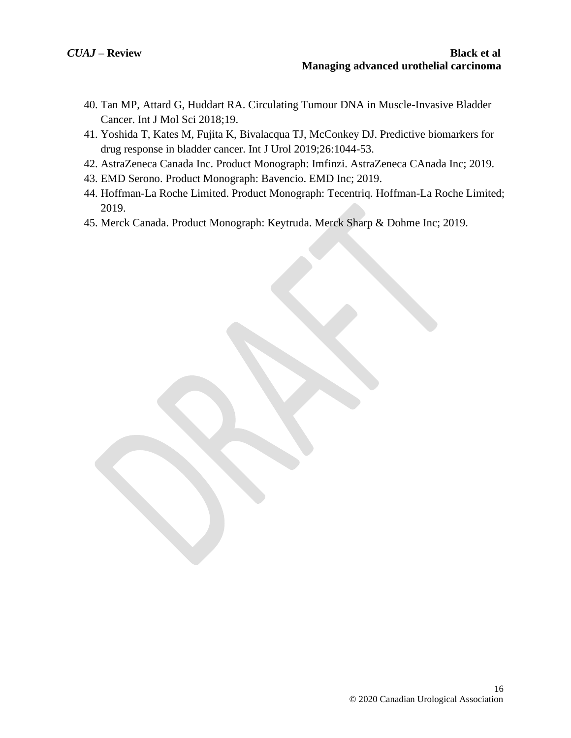40. Tan MP, Attard G, Huddart RA. Circulating Tumour DNA in Muscle-Invasive Bladder Cancer. Int J Mol Sci 2018;19.
41. Yoshida T, Kates M, Fujita K, Bivalacqua TJ, McConkey DJ. Predictive biomarkers for drug response in bladder cancer. Int J Urol 2019;26:1044-53.
42. AstraZeneca Canada Inc. Product Monograph: Imfinzi. AstraZeneca CAnada Inc; 2019.
43. EMD Serono. Product Monograph: Bavencio. EMD Inc; 2019.
44. Hoffman-La Roche Limited. Product Monograph: Tecentriq. Hoffman-La Roche Limited; 2019.
45. Merck Canada. Product Monograph: Keytruda. Merck Sharp & Dohme Inc; 2019.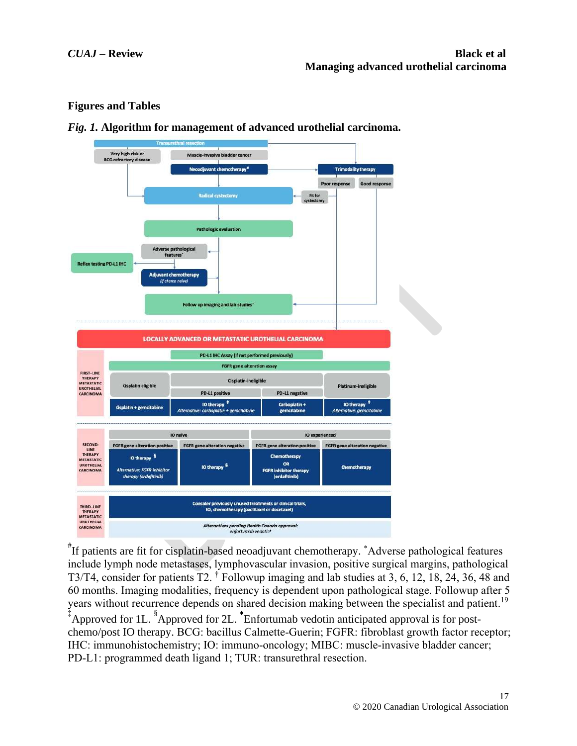## Figures and Tables

***Fig. 1.* Algorithm for management of advanced urothelial carcinoma.**

Transurethral resection

Very high-risk or BCG-refractory disease

Muscle-invasive bladder cancer

Neoadjuvant chemotherapy[#]

Trimodality therapy

Poor response

Good response

Radical cystectomy

Fit for cystectomy

Pathologic evaluation

Adverse pathological features[*]

Reflex testing PD-L1 IHC

Adjuvant chemotherapy *(if chemo naïve)*

Follow up imaging and lab studies[†]

LOCALLY ADVANCED OR METASTATIC UROTHELIAL CARCINOMA

FIRST-LINE THERAPY METASTATIC UROTHELIAL CARCINOMA

PD-L1 IHC Assay (if not performed previously)

FGFR gene alteration assay

Cisplatin eligible

Cisplatin-ineligible

PD-L1 positive

PD-L1 negative

Platinum-ineligible

Cisplatin + gemcitabine

IO therapy[‡] *Alternative: carboplatin + gemcitabine*

Carboplatin + gemcitabine

IO therapy[‡] *Alternative: gemcitabine*

SECOND-LINE THERAPY METASTATIC UROTHELIAL CARCINOMA

IO naive

IO experienced

FGFR gene alteration positive

FGFR gene alteration negative

FGFR gene alteration positive

FGFR gene alteration negative

IO therapy[§] *Alternative: FGFR inhibitor therapy (erdafitinib)*

IO therapy[§]

Chemotherapy OR FGFR inhibitor therapy (erdafitinib)

Chemotherapy

THIRD-LINE THERAPY METASTATIC UROTHELIAL CARCINOMA

Consider previously unused treatments or clinical trials, IO, chemotherapy (paclitaxel or docetaxel)

*Alternatives pending Health Canada approval: enfortumab vedotin*[♦]

[#]If patients are fit for cisplatin-based neoadjuvant chemotherapy. [*]Adverse pathological features include lymph node metastases, lymphovascular invasion, positive surgical margins, pathological T3/T4, consider for patients T2. [†] Followup imaging and lab studies at 3, 6, 12, 18, 24, 36, 48 and 60 months. Imaging modalities, frequency is dependent upon pathological stage. Followup after 5 years without recurrence depends on shared decision making between the specialist and patient.[19] [‡]Approved for 1L. [§]Approved for 2L. [♦]Enfortumab vedotin anticipated approval is for post-chemo/post IO therapy. BCG: bacillus Calmette-Guerin; FGFR: fibroblast growth factor receptor; IHC: immunohistochemistry; IO: immuno-oncology; MIBC: muscle-invasive bladder cancer; PD-L1: programmed death ligand 1; TUR: transurethral resection.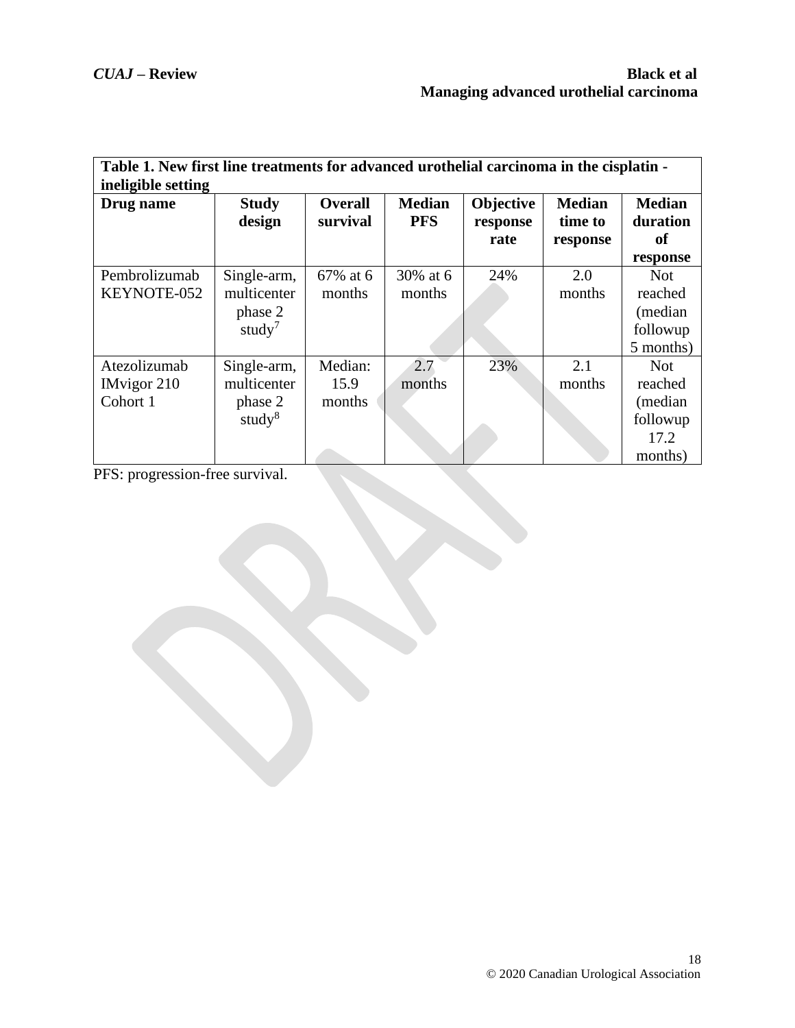**Table 1. New first line treatments for advanced urothelial carcinoma in the cisplatin - ineligible setting**

| Drug name | Study design | Overall survival | Median PFS | Objective response rate | Median time to response | Median duration of response |
|---|---|---|---|---|---|---|
| Pembrolizumab KEYNOTE-052 | Single-arm, multicenter phase 2 study[7] | 67% at 6 months | 30% at 6 months | 24% | 2.0 months | Not reached (median followup 5 months) |
| Atezolizumab IMvigor 210 Cohort 1 | Single-arm, multicenter phase 2 study[8] | Median: 15.9 months | 2.7 months | 23% | 2.1 months | Not reached (median followup 17.2 months) |

PFS: progression-free survival.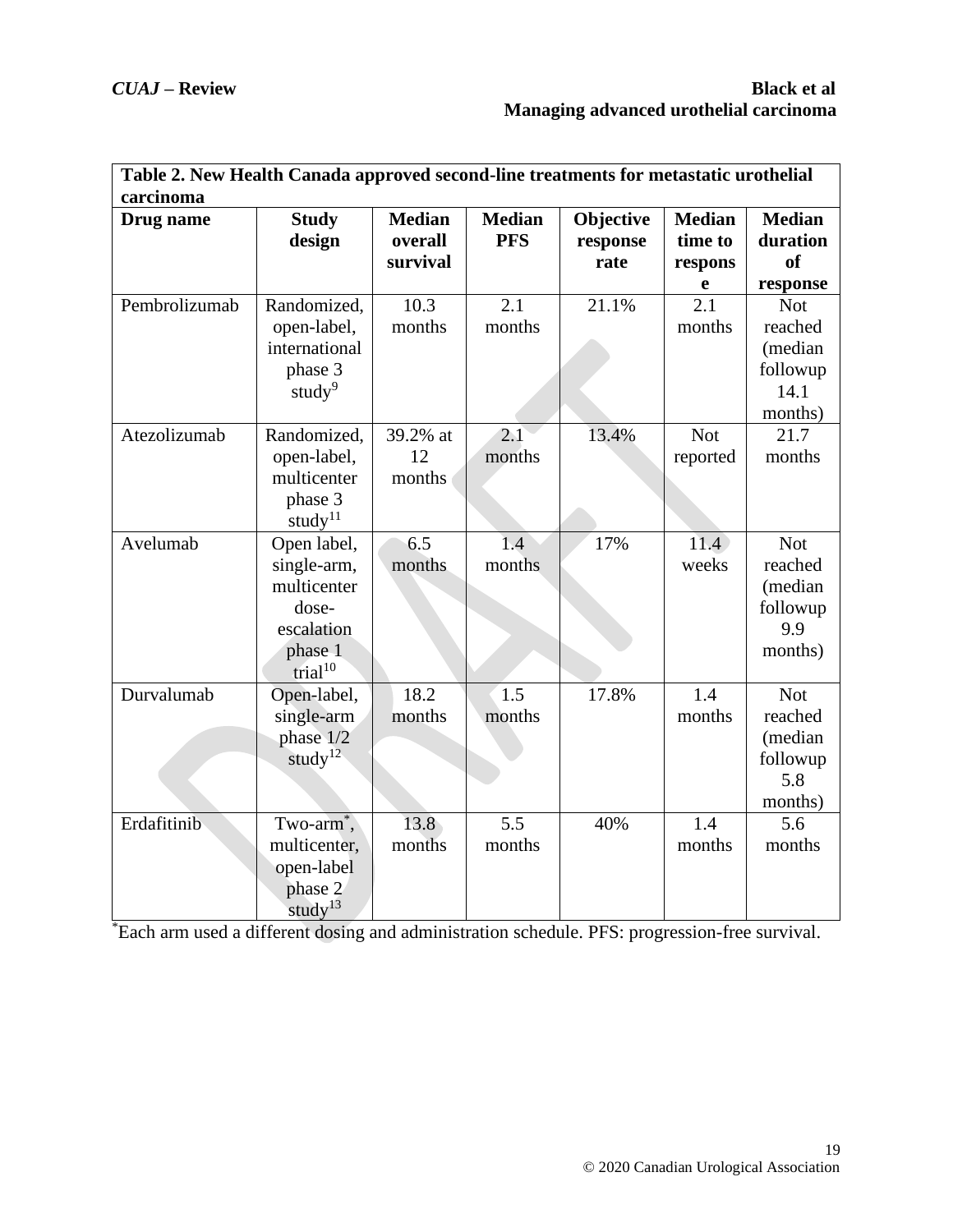**Table 2. New Health Canada approved second-line treatments for metastatic urothelial carcinoma**

| Drug name | Study design | Median overall survival | Median PFS | Objective response rate | Median time to response | Median duration of response |
|---|---|---|---|---|---|---|
| Pembrolizumab | Randomized, open-label, international phase 3 study[9] | 10.3 months | 2.1 months | 21.1% | 2.1 months | Not reached (median followup 14.1 months) |
| Atezolizumab | Randomized, open-label, multicenter phase 3 study[11] | 39.2% at 12 months | 2.1 months | 13.4% | Not reported | 21.7 months |
| Avelumab | Open label, single-arm, multicenter dose-escalation phase 1 trial[10] | 6.5 months | 1.4 months | 17% | 11.4 weeks | Not reached (median followup 9.9 months) |
| Durvalumab | Open-label, single-arm phase 1/2 study[12] | 18.2 months | 1.5 months | 17.8% | 1.4 months | Not reached (median followup 5.8 months) |
| Erdafitinib | Two-arm*, multicenter, open-label phase 2 study[13] | 13.8 months | 5.5 months | 40% | 1.4 months | 5.6 months |

*Each arm used a different dosing and administration schedule. PFS: progression-free survival.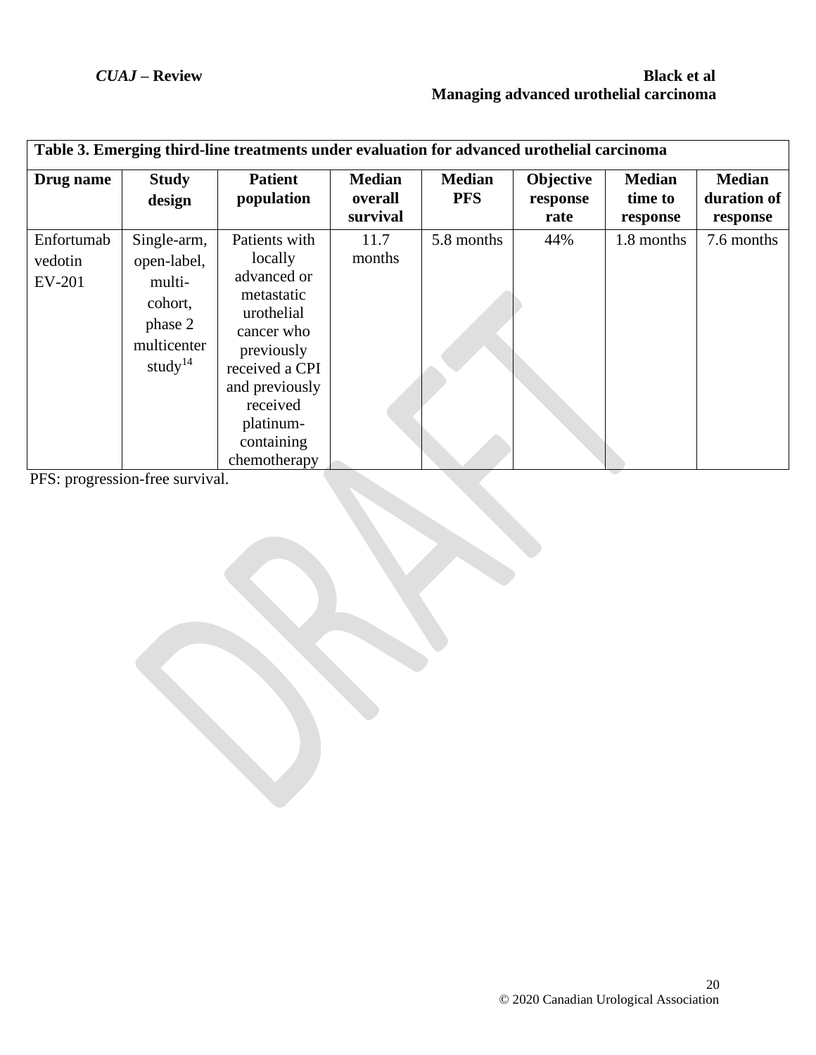| Table 3. Emerging third-line treatments under evaluation for advanced urothelial carcinoma | | | | | | | |
|---|---|---|---|---|---|---|---|
| **Drug name** | **Study design** | **Patient population** | **Median overall survival** | **Median PFS** | **Objective response rate** | **Median time to response** | **Median duration of response** |
| Enfortumab vedotin EV-201 | Single-arm, open-label, multi-cohort, phase 2 multicenter study[14] | Patients with locally advanced or metastatic urothelial cancer who previously received a CPI and previously received platinum-containing chemotherapy | 11.7 months | 5.8 months | 44% | 1.8 months | 7.6 months |

PFS: progression-free survival.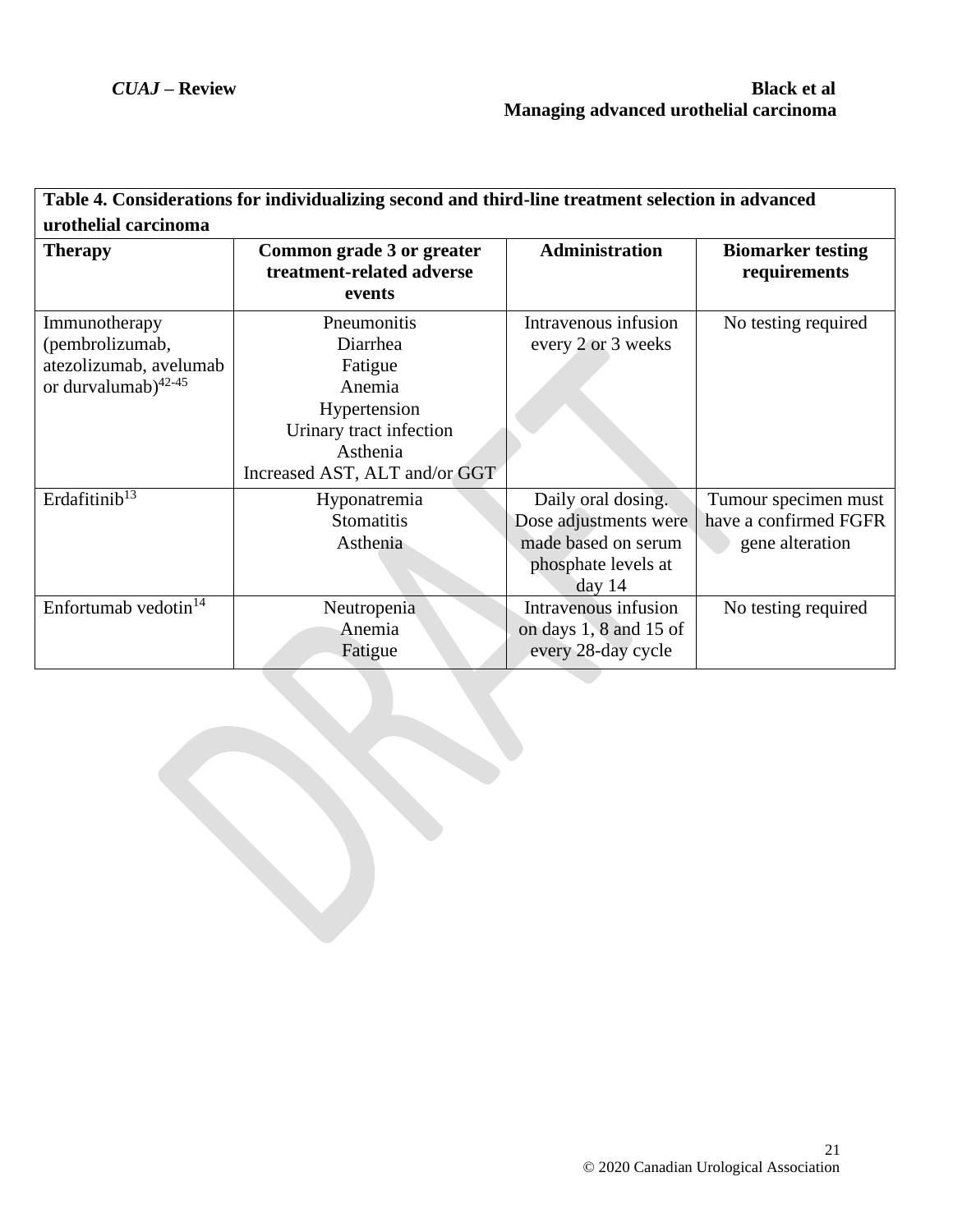**Table 4. Considerations for individualizing second and third-line treatment selection in advanced urothelial carcinoma**

| Therapy | Common grade 3 or greater treatment-related adverse events | Administration | Biomarker testing requirements |
|---|---|---|---|
| Immunotherapy (pembrolizumab, atezolizumab, avelumab or durvalumab)[42-45] | Pneumonitis<br>Diarrhea<br>Fatigue<br>Anemia<br>Hypertension<br>Urinary tract infection<br>Asthenia<br>Increased AST, ALT and/or GGT | Intravenous infusion every 2 or 3 weeks | No testing required |
| Erdafitinib[13] | Hyponatremia<br>Stomatitis<br>Asthenia | Daily oral dosing. Dose adjustments were made based on serum phosphate levels at day 14 | Tumour specimen must have a confirmed FGFR gene alteration |
| Enfortumab vedotin[14] | Neutropenia<br>Anemia<br>Fatigue | Intravenous infusion on days 1, 8 and 15 of every 28-day cycle | No testing required |